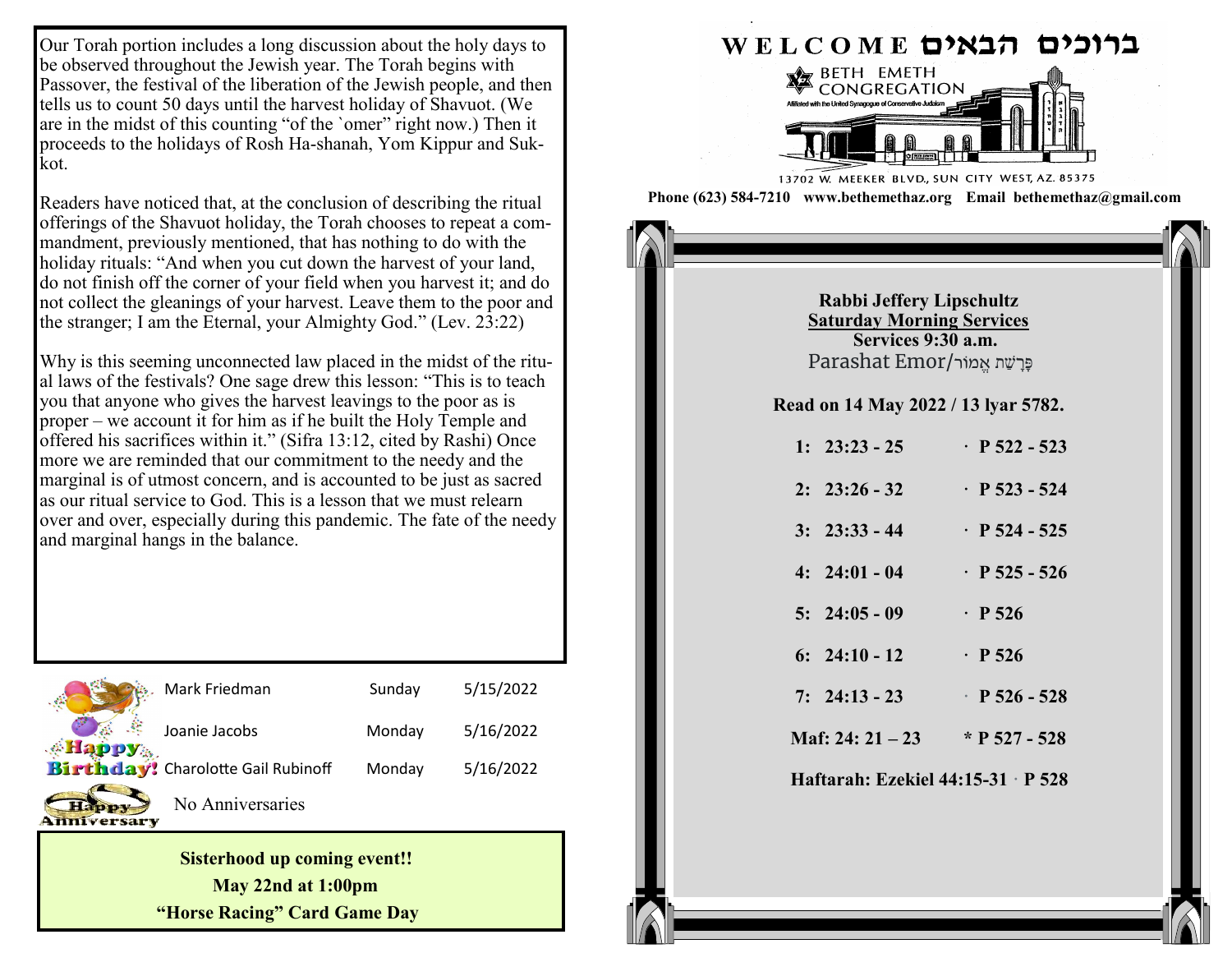Our Torah portion includes a long discussion about the holy days to be observed throughout the Jewish year. The Torah begins with Passover, the festival of the liberation of the Jewish people, and then tells us to count 50 days until the harvest holiday of Shavuot. (We are in the midst of this counting "of the `omer" right now.) Then it proceeds to the holidays of Rosh Ha-shanah, Yom Kippur and Sukkot.

Readers have noticed that, at the conclusion of describing the ritual offerings of the Shavuot holiday, the Torah chooses to repeat a commandment, previously mentioned, that has nothing to do with the holiday rituals: "And when you cut down the harvest of your land, do not finish off the corner of your field when you harvest it; and do not collect the gleanings of your harvest. Leave them to the poor and the stranger; I am the Eternal, your Almighty God." (Lev. 23:22)

Why is this seeming unconnected law placed in the midst of the ritual laws of the festivals? One sage drew this lesson: "This is to teach you that anyone who gives the harvest leavings to the poor as is proper – we account it for him as if he built the Holy Temple and offered his sacrifices within it." (Sifra 13:12, cited by Rashi) Once more we are reminded that our commitment to the needy and the marginal is of utmost concern, and is accounted to be just as sacred as our ritual service to God. This is a lesson that we must relearn over and over, especially during this pandemic. The fate of the needy and marginal hangs in the balance.

**Happy Birthday!**

| | | |
|---|---|---|
| Mark Friedman | Sunday | 5/15/2022 |
| Joanie Jacobs | Monday | 5/16/2022 |
| Charolotte Gail Rubinoff | Monday | 5/16/2022 |

**Happy Anniversary**

No Anniversaries

**Sisterhood up coming event!!**
**May 22nd at 1:00pm**
**"Horse Racing" Card Game Day**

# WELCOME ברוכים הבאים

BETH EMETH CONGREGATION

Affiliated with the United Synagogue of Conservative Judaism

13702 W. MEEKER BLVD., SUN CITY WEST, AZ. 85375

**Phone (623) 584-7210 www.bethemethaz.org Email bethemethaz@gmail.com**

**Rabbi Jeffery Lipschultz**
**Saturday Morning Services**
**Services 9:30 a.m.**
Parashat Emor/פָּרָשַׁת אֱמוֹר

**Read on 14 May 2022 / 13 Iyar 5782.**

| | |
|---|---|
| 1: 23:23 - 25 | · P 522 - 523 |
| 2: 23:26 - 32 | · P 523 - 524 |
| 3: 23:33 - 44 | · P 524 - 525 |
| 4: 24:01 - 04 | · P 525 - 526 |
| 5: 24:05 - 09 | · P 526 |
| 6: 24:10 - 12 | · P 526 |
| 7: 24:13 - 23 | · P 526 - 528 |
| Maf: 24: 21 – 23 | * P 527 - 528 |

**Haftarah: Ezekiel 44:15-31 · P 528**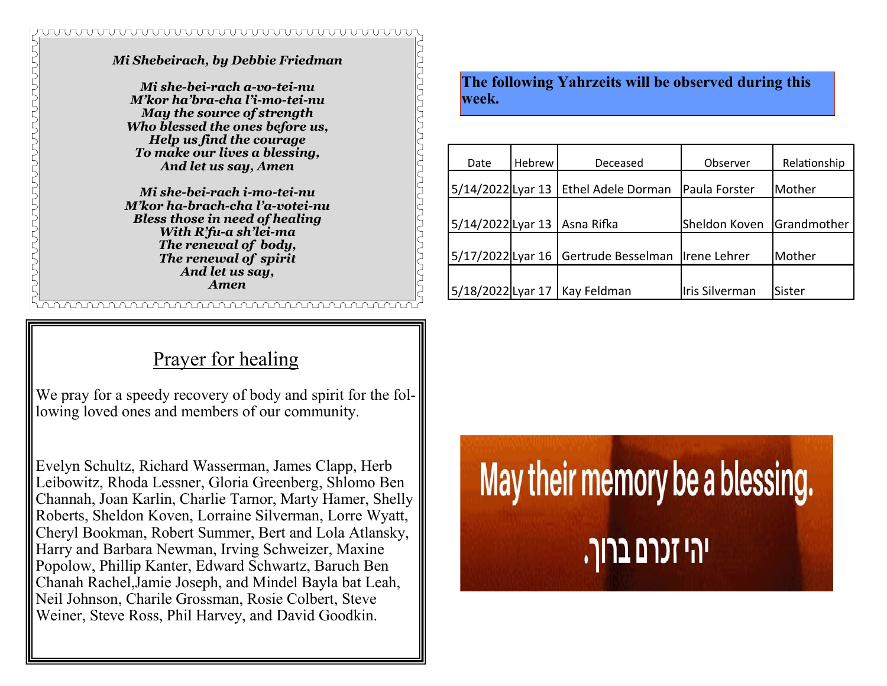*Mi Shebeirach, by Debbie Friedman*

*Mi she-bei-rach a-vo-tei-nu*
*M'kor ha'bra-cha l'i-mo-tei-nu*
*May the source of strength*
*Who blessed the ones before us,*
*Help us find the courage*
*To make our lives a blessing,*
*And let us say, Amen*

*Mi she-bei-rach i-mo-tei-nu*
*M'kor ha-brach-cha l'a-votei-nu*
*Bless those in need of healing*
*With R'fu-a sh'lei-ma*
*The renewal of body,*
*The renewal of spirit*
*And let us say,*
*Amen*

## Prayer for healing

We pray for a speedy recovery of body and spirit for the following loved ones and members of our community.

Evelyn Schultz, Richard Wasserman, James Clapp, Herb Leibowitz, Rhoda Lessner, Gloria Greenberg, Shlomo Ben Channah, Joan Karlin, Charlie Tarnor, Marty Hamer, Shelly Roberts, Sheldon Koven, Lorraine Silverman, Lorre Wyatt, Cheryl Bookman, Robert Summer, Bert and Lola Atlansky, Harry and Barbara Newman, Irving Schweizer, Maxine Popolow, Phillip Kanter, Edward Schwartz, Baruch Ben Chanah Rachel,Jamie Joseph, and Mindel Bayla bat Leah, Neil Johnson, Charile Grossman, Rosie Colbert, Steve Weiner, Steve Ross, Phil Harvey, and David Goodkin.

**The following Yahrzeits will be observed during this week.**

| Date | Hebrew | Deceased | Observer | Relationship |
|---|---|---|---|---|
| 5/14/2022 | Lyar 13 | Ethel Adele Dorman | Paula Forster | Mother |
| 5/14/2022 | Lyar 13 | Asna Rifka | Sheldon Koven | Grandmother |
| 5/17/2022 | Lyar 16 | Gertrude Besselman | Irene Lehrer | Mother |
| 5/18/2022 | Lyar 17 | Kay Feldman | Iris Silverman | Sister |

May their memory be a blessing.

יהי זכרם ברוך.